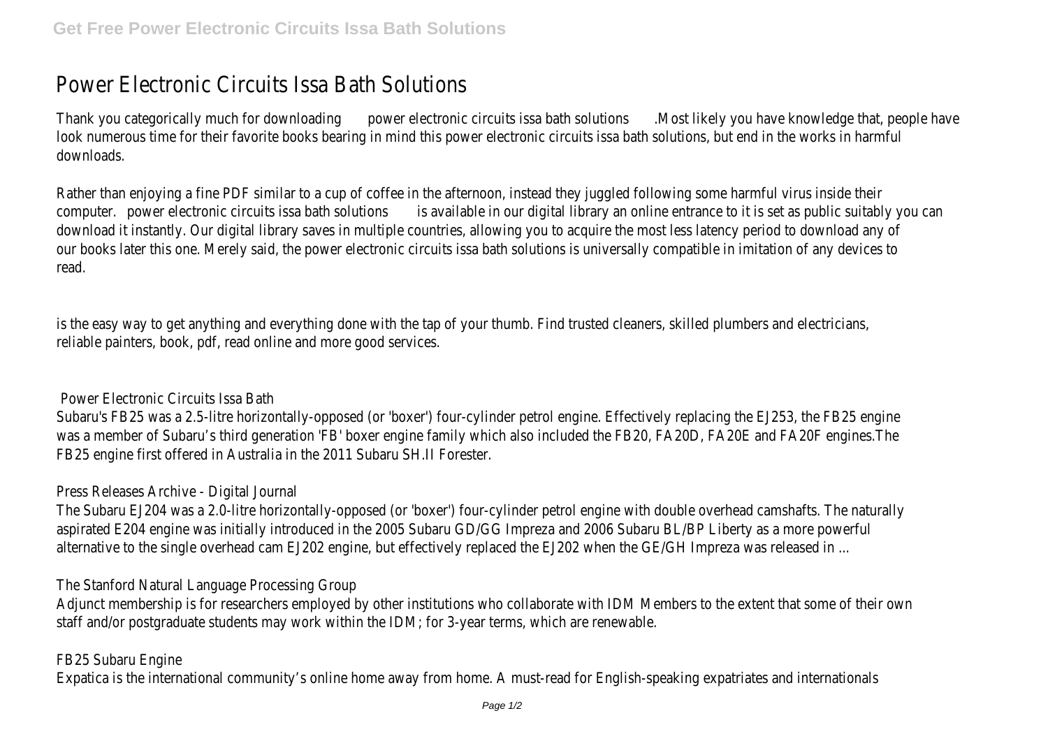# Power Electronic Circuits Issa Bath Solutions

Thank you categorically much for downloading **power electronic circuits issa bath solutions**.Most likely you have knowledge that, people have look numerous time for their favorite books bearing in mind this power electronic circuits issa bath solutions, but end in the works in harmful downloads.

Rather than enjoying a fine PDF similar to a cup of coffee in the afternoon, instead they juggled following some harmful virus inside their computer. **power electronic circuits issa bath solutions** is available in our digital library an online entrance to it is set as public suitably you can download it instantly. Our digital library saves in multiple countries, allowing you to acquire the most less latency period to download any of our books later this one. Merely said, the power electronic circuits issa bath solutions is universally compatible in imitation of any devices to read.

is the easy way to get anything and everything done with the tap of your thumb. Find trusted cleaners, skilled plumbers and electricians, reliable painters, book, pdf, read online and more good services.

## Power Electronic Circuits Issa Bath

Subaru's FB25 was a 2.5-litre horizontally-opposed (or 'boxer') four-cylinder petrol engine. Effectively replacing the EJ253, the FB25 engine was a member of Subaru's third generation 'FB' boxer engine family which also included the FB20, FA20D, FA20E and FA20F engines.The FB25 engine first offered in Australia in the 2011 Subaru SH.II Forester.

## Press Releases Archive - Digital Journal

The Subaru EJ204 was a 2.0-litre horizontally-opposed (or 'boxer') four-cylinder petrol engine with double overhead camshafts. The naturally aspirated E204 engine was initially introduced in the 2005 Subaru GD/GG Impreza and 2006 Subaru BL/BP Liberty as a more powerful alternative to the single overhead cam EJ202 engine, but effectively replaced the EJ202 when the GE/GH Impreza was released in ...

## The Stanford Natural Language Processing Group

Adjunct membership is for researchers employed by other institutions who collaborate with IDM Members to the extent that some of their own staff and/or postgraduate students may work within the IDM; for 3-year terms, which are renewable.

## FB25 Subaru Engine

Expatica is the international community's online home away from home. A must-read for English-speaking expatriates and internationals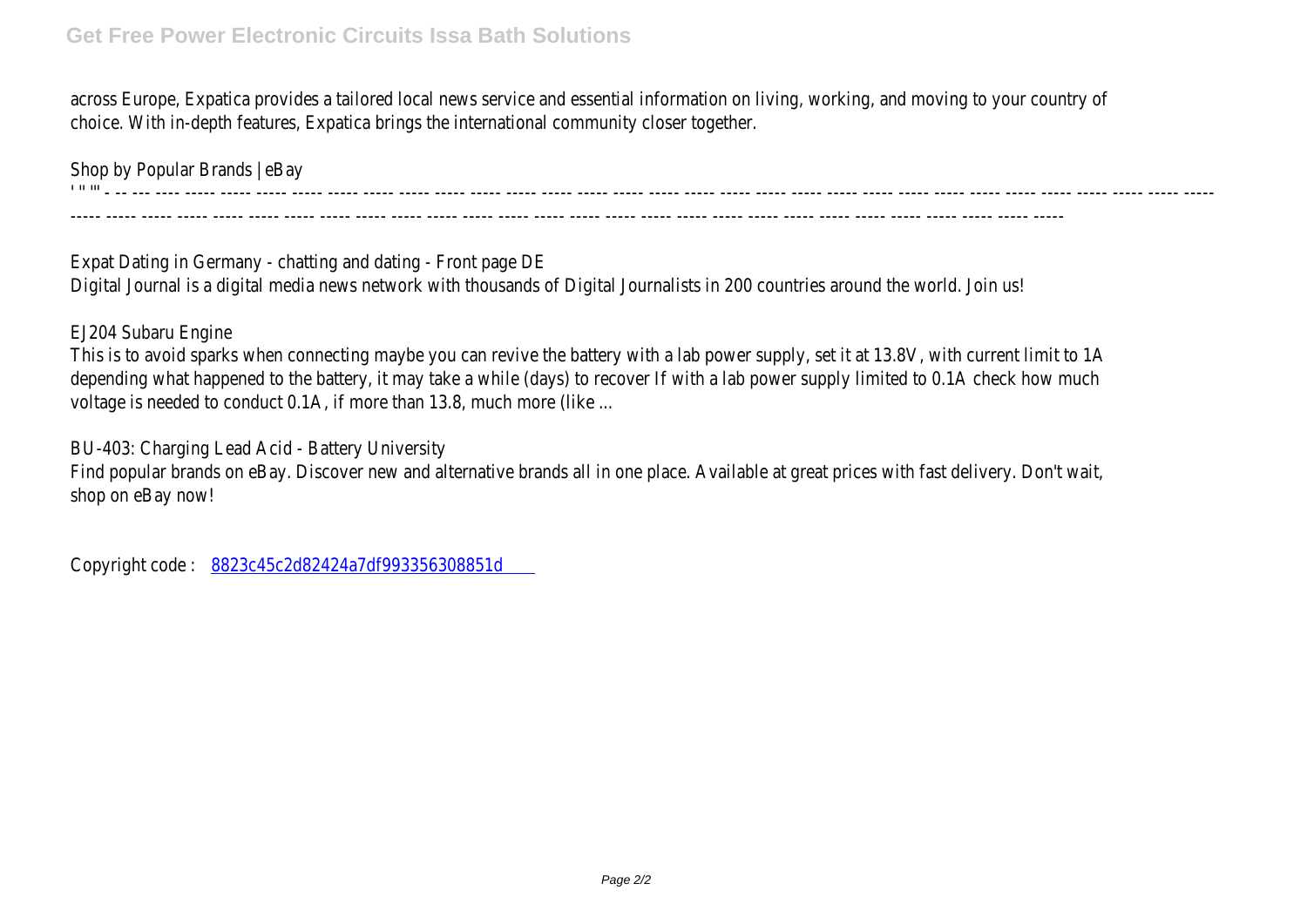across Europe, Expatica provides a tailored local news service and essential information on living, working, and moving to your country of choice. With in-depth features, Expatica brings the international community closer together.

Shop by Popular Brands | eBay

' '' ''' - -- --- ---- ----- ----- ----- ----- ----- ----- ----- ----- ----- ----- ----- ----- ----- ----- ----- ----- ----- ----- ----- ----- ----- ----- ----- ----- ----- ----- ----- ----- ----- ----- ----- ----- ----- ----- ----- ----- ----- ----- ----- ----- ----- ----- ----- ----- ----- ----- ----- ----- ----- ----- ----- ----- ----- ----- ----- ----- -----

Expat Dating in Germany - chatting and dating - Front page DE

Digital Journal is a digital media news network with thousands of Digital Journalists in 200 countries around the world. Join us!

EJ204 Subaru Engine

This is to avoid sparks when connecting maybe you can revive the battery with a lab power supply, set it at 13.8V, with current limit to 1A depending what happened to the battery, it may take a while (days) to recover If with a lab power supply limited to 0.1A check how much voltage is needed to conduct 0.1A, if more than 13.8, much more (like ...

BU-403: Charging Lead Acid - Battery University

Find popular brands on eBay. Discover new and alternative brands all in one place. Available at great prices with fast delivery. Don't wait, shop on eBay now!

Copyright code : 8823c45c2d82424a7df993356308851d